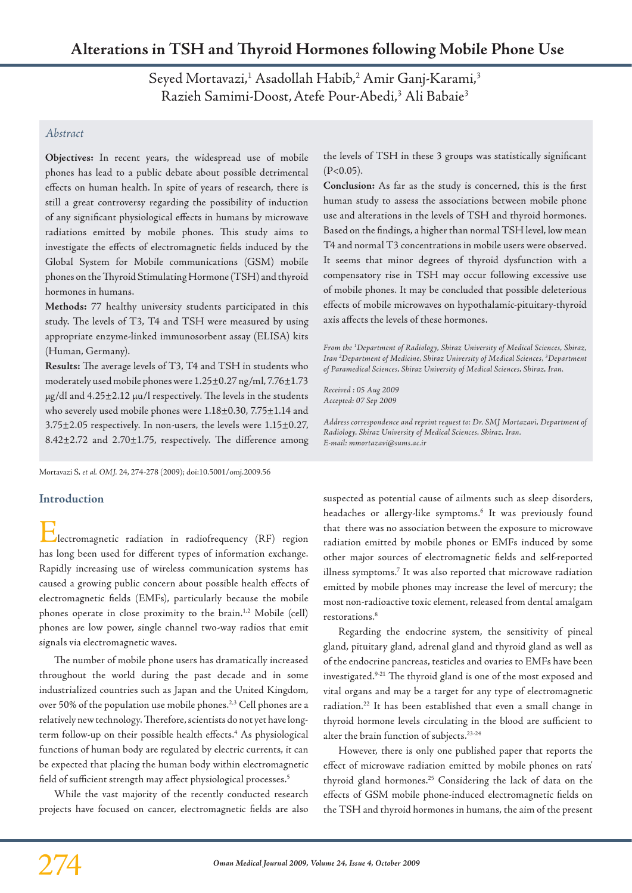# Alterations in TSH and Thyroid Hormones following Mobile Phone Use

Seyed Mortavazi,[1] Asadollah Habib,[2] Amir Ganj-Karami,[3] Razieh Samimi-Doost, Atefe Pour-Abedi,[3] Ali Babaie[3]

## Abstract

**Objectives:** In recent years, the widespread use of mobile phones has lead to a public debate about possible detrimental effects on human health. In spite of years of research, there is still a great controversy regarding the possibility of induction of any significant physiological effects in humans by microwave radiations emitted by mobile phones. This study aims to investigate the effects of electromagnetic fields induced by the Global System for Mobile communications (GSM) mobile phones on the Thyroid Stimulating Hormone (TSH) and thyroid hormones in humans.

**Methods:** 77 healthy university students participated in this study. The levels of T3, T4 and TSH were measured by using appropriate enzyme-linked immunosorbent assay (ELISA) kits (Human, Germany).

**Results:** The average levels of T3, T4 and TSH in students who moderately used mobile phones were 1.25±0.27 ng/ml, 7.76±1.73 µg/dl and 4.25±2.12 µu/l respectively. The levels in the students who severely used mobile phones were 1.18±0.30, 7.75±1.14 and 3.75±2.05 respectively. In non-users, the levels were 1.15±0.27, 8.42±2.72 and 2.70±1.75, respectively. The difference among the levels of TSH in these 3 groups was statistically significant ($P<0.05$).

**Conclusion:** As far as the study is concerned, this is the first human study to assess the associations between mobile phone use and alterations in the levels of TSH and thyroid hormones. Based on the findings, a higher than normal TSH level, low mean T4 and normal T3 concentrations in mobile users were observed. It seems that minor degrees of thyroid dysfunction with a compensatory rise in TSH may occur following excessive use of mobile phones. It may be concluded that possible deleterious effects of mobile microwaves on hypothalamic-pituitary-thyroid axis affects the levels of these hormones.

*From the [1]Department of Radiology, Shiraz University of Medical Sciences, Shiraz, Iran [2]Department of Medicine, Shiraz University of Medical Sciences, [3]Department of Paramedical Sciences, Shiraz University of Medical Sciences, Shiraz, Iran.*

*Received : 05 Aug 2009*
*Accepted: 07 Sep 2009*

*Address correspondence and reprint request to: Dr. SMJ Mortazavi, Department of Radiology, Shiraz University of Medical Sciences, Shiraz, Iran.*
*E-mail: mmortazavi@sums.ac.ir*

Mortavazi S, *et al. OMJ.* 24, 274-278 (2009); doi:10.5001/omj.2009.56

## Introduction

Electromagnetic radiation in radiofrequency (RF) region has long been used for different types of information exchange. Rapidly increasing use of wireless communication systems has caused a growing public concern about possible health effects of electromagnetic fields (EMFs), particularly because the mobile phones operate in close proximity to the brain.[1,2] Mobile (cell) phones are low power, single channel two-way radios that emit signals via electromagnetic waves.

The number of mobile phone users has dramatically increased throughout the world during the past decade and in some industrialized countries such as Japan and the United Kingdom, over 50% of the population use mobile phones.[2,3] Cell phones are a relatively new technology. Therefore, scientists do not yet have long-term follow-up on their possible health effects.[4] As physiological functions of human body are regulated by electric currents, it can be expected that placing the human body within electromagnetic field of sufficient strength may affect physiological processes.[5]

While the vast majority of the recently conducted research projects have focused on cancer, electromagnetic fields are also suspected as potential cause of ailments such as sleep disorders, headaches or allergy-like symptoms.[6] It was previously found that there was no association between the exposure to microwave radiation emitted by mobile phones or EMFs induced by some other major sources of electromagnetic fields and self-reported illness symptoms.[7] It was also reported that microwave radiation emitted by mobile phones may increase the level of mercury; the most non-radioactive toxic element, released from dental amalgam restorations.[8]

Regarding the endocrine system, the sensitivity of pineal gland, pituitary gland, adrenal gland and thyroid gland as well as of the endocrine pancreas, testicles and ovaries to EMFs have been investigated.[9-21] The thyroid gland is one of the most exposed and vital organs and may be a target for any type of electromagnetic radiation.[22] It has been established that even a small change in thyroid hormone levels circulating in the blood are sufficient to alter the brain function of subjects.[23-24]

However, there is only one published paper that reports the effect of microwave radiation emitted by mobile phones on rats' thyroid gland hormones.[25] Considering the lack of data on the effects of GSM mobile phone-induced electromagnetic fields on the TSH and thyroid hormones in humans, the aim of the present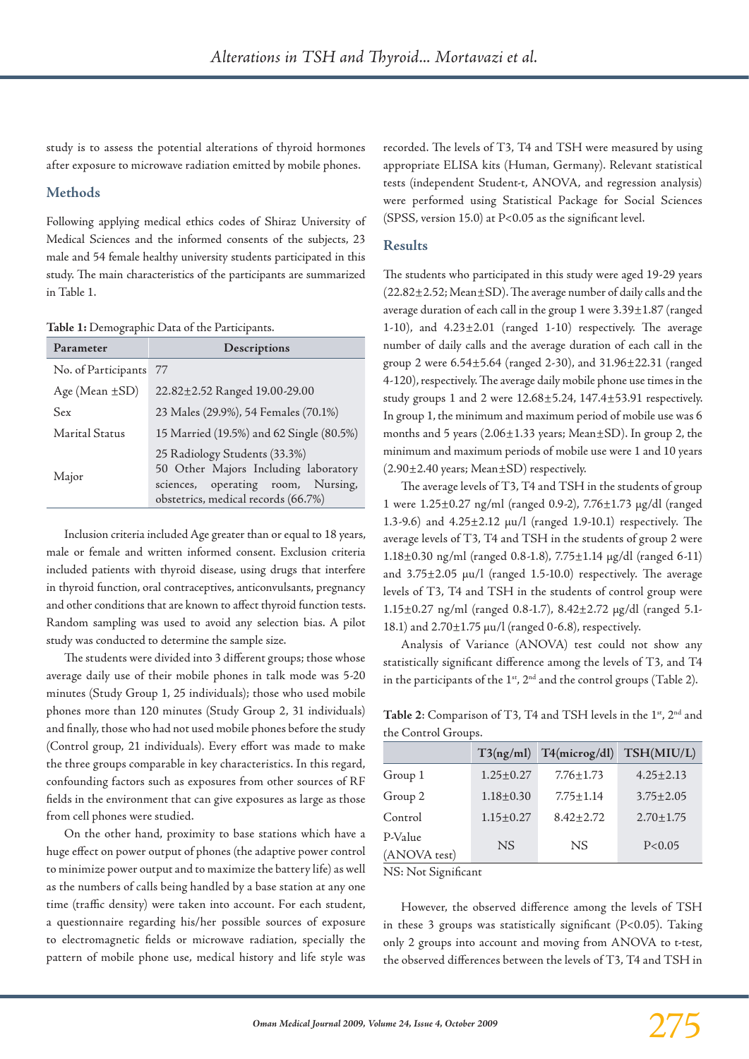study is to assess the potential alterations of thyroid hormones after exposure to microwave radiation emitted by mobile phones.

## Methods

Following applying medical ethics codes of Shiraz University of Medical Sciences and the informed consents of the subjects, 23 male and 54 female healthy university students participated in this study. The main characteristics of the participants are summarized in Table 1.

**Table 1:** Demographic Data of the Participants.

| Parameter | Descriptions |
|---|---|
| No. of Participants | 77 |
| Age (Mean ±SD) | 22.82±2.52 Ranged 19.00-29.00 |
| Sex | 23 Males (29.9%), 54 Females (70.1%) |
| Marital Status | 15 Married (19.5%) and 62 Single (80.5%) |
| Major | 25 Radiology Students (33.3%) 50 Other Majors Including laboratory sciences, operating room, Nursing, obstetrics, medical records (66.7%) |

Inclusion criteria included Age greater than or equal to 18 years, male or female and written informed consent. Exclusion criteria included patients with thyroid disease, using drugs that interfere in thyroid function, oral contraceptives, anticonvulsants, pregnancy and other conditions that are known to affect thyroid function tests. Random sampling was used to avoid any selection bias. A pilot study was conducted to determine the sample size.

The students were divided into 3 different groups; those whose average daily use of their mobile phones in talk mode was 5-20 minutes (Study Group 1, 25 individuals); those who used mobile phones more than 120 minutes (Study Group 2, 31 individuals) and finally, those who had not used mobile phones before the study (Control group, 21 individuals). Every effort was made to make the three groups comparable in key characteristics. In this regard, confounding factors such as exposures from other sources of RF fields in the environment that can give exposures as large as those from cell phones were studied.

On the other hand, proximity to base stations which have a huge effect on power output of phones (the adaptive power control to minimize power output and to maximize the battery life) as well as the numbers of calls being handled by a base station at any one time (traffic density) were taken into account. For each student, a questionnaire regarding his/her possible sources of exposure to electromagnetic fields or microwave radiation, specially the pattern of mobile phone use, medical history and life style was recorded. The levels of T3, T4 and TSH were measured by using appropriate ELISA kits (Human, Germany). Relevant statistical tests (independent Student-t, ANOVA, and regression analysis) were performed using Statistical Package for Social Sciences (SPSS, version 15.0) at P<0.05 as the significant level.

## Results

The students who participated in this study were aged 19-29 years (22.82±2.52; Mean±SD). The average number of daily calls and the average duration of each call in the group 1 were 3.39±1.87 (ranged 1-10), and 4.23±2.01 (ranged 1-10) respectively. The average number of daily calls and the average duration of each call in the group 2 were 6.54±5.64 (ranged 2-30), and 31.96±22.31 (ranged 4-120), respectively. The average daily mobile phone use times in the study groups 1 and 2 were 12.68±5.24, 147.4±53.91 respectively. In group 1, the minimum and maximum period of mobile use was 6 months and 5 years (2.06±1.33 years; Mean±SD). In group 2, the minimum and maximum periods of mobile use were 1 and 10 years (2.90±2.40 years; Mean±SD) respectively.

The average levels of T3, T4 and TSH in the students of group 1 were 1.25±0.27 ng/ml (ranged 0.9-2), 7.76±1.73 µg/dl (ranged 1.3-9.6) and 4.25±2.12 µu/l (ranged 1.9-10.1) respectively. The average levels of T3, T4 and TSH in the students of group 2 were 1.18±0.30 ng/ml (ranged 0.8-1.8), 7.75±1.14 µg/dl (ranged 6-11) and 3.75±2.05 µu/l (ranged 1.5-10.0) respectively. The average levels of T3, T4 and TSH in the students of control group were 1.15±0.27 ng/ml (ranged 0.8-1.7), 8.42±2.72 µg/dl (ranged 5.1-18.1) and 2.70±1.75 µu/l (ranged 0-6.8), respectively.

Analysis of Variance (ANOVA) test could not show any statistically significant difference among the levels of T3, and T4 in the participants of the 1st, 2nd and the control groups (Table 2).

**Table 2**: Comparison of T3, T4 and TSH levels in the 1st, 2nd and the Control Groups.

| | T3(ng/ml) | T4(microg/dl) | TSH(MIU/L) |
|---|---|---|---|
| Group 1 | 1.25±0.27 | 7.76±1.73 | 4.25±2.13 |
| Group 2 | 1.18±0.30 | 7.75±1.14 | 3.75±2.05 |
| Control | 1.15±0.27 | 8.42±2.72 | 2.70±1.75 |
| P-Value (ANOVA test) | NS | NS | P<0.05 |

NS: Not Significant

However, the observed difference among the levels of TSH in these 3 groups was statistically significant (P<0.05). Taking only 2 groups into account and moving from ANOVA to t-test, the observed differences between the levels of T3, T4 and TSH in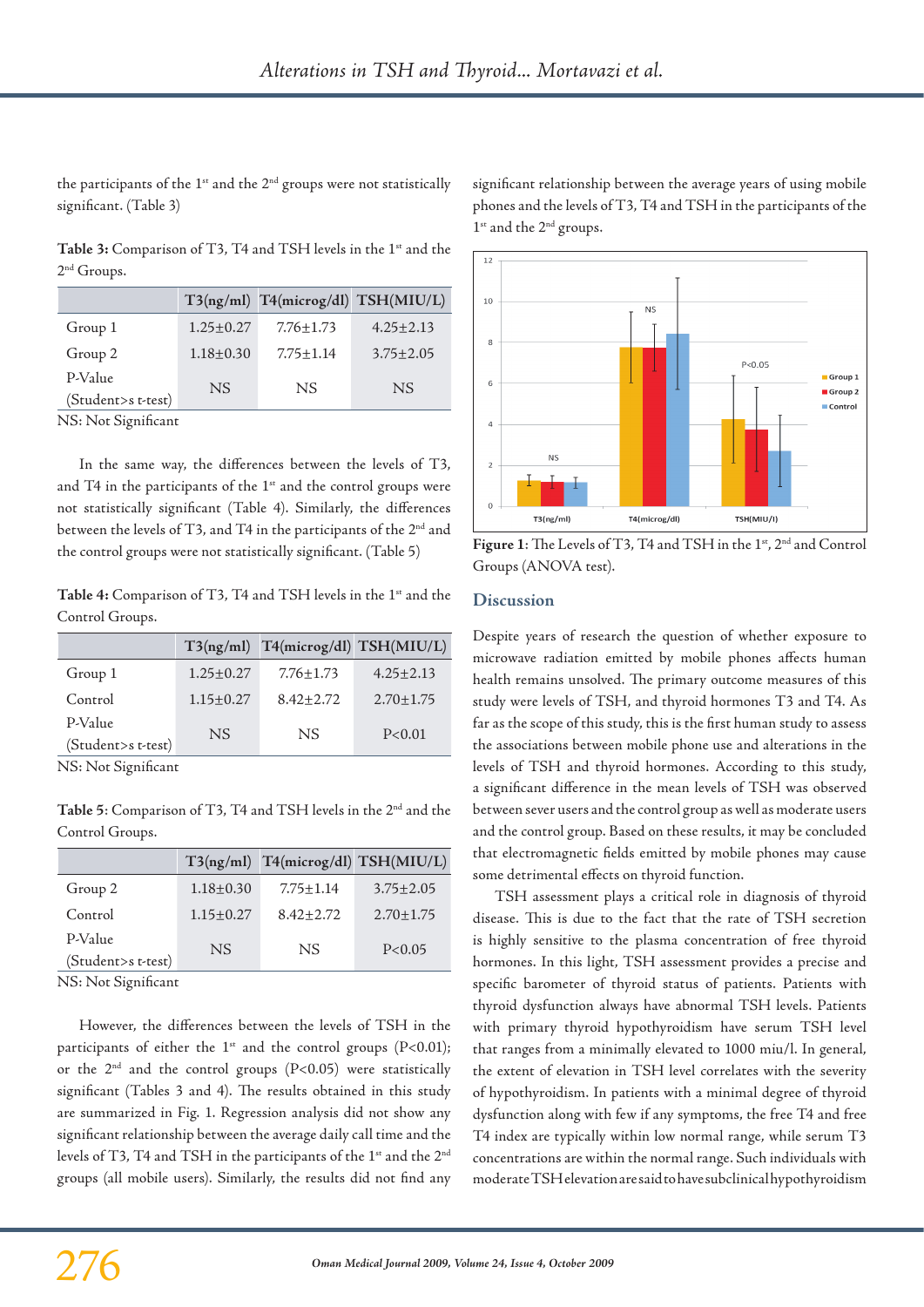the participants of the 1st and the 2nd groups were not statistically significant. (Table 3)

**Table 3:** Comparison of T3, T4 and TSH levels in the 1st and the 2nd Groups.

| | T3(ng/ml) | T4(microg/dl) | TSH(MIU/L) |
|---|---|---|---|
| Group 1 | 1.25±0.27 | 7.76±1.73 | 4.25±2.13 |
| Group 2 | 1.18±0.30 | 7.75±1.14 | 3.75±2.05 |
| P-Value (Student>s t-test) | NS | NS | NS |

NS: Not Significant

In the same way, the differences between the levels of T3, and T4 in the participants of the 1st and the control groups were not statistically significant (Table 4). Similarly, the differences between the levels of T3, and T4 in the participants of the 2nd and the control groups were not statistically significant. (Table 5)

**Table 4:** Comparison of T3, T4 and TSH levels in the 1st and the Control Groups.

| | T3(ng/ml) | T4(microg/dl) | TSH(MIU/L) |
|---|---|---|---|
| Group 1 | 1.25±0.27 | 7.76±1.73 | 4.25±2.13 |
| Control | 1.15±0.27 | 8.42±2.72 | 2.70±1.75 |
| P-Value (Student>s t-test) | NS | NS | P<0.01 |

NS: Not Significant

**Table 5**: Comparison of T3, T4 and TSH levels in the 2nd and the Control Groups.

| | T3(ng/ml) | T4(microg/dl) | TSH(MIU/L) |
|---|---|---|---|
| Group 2 | 1.18±0.30 | 7.75±1.14 | 3.75±2.05 |
| Control | 1.15±0.27 | 8.42±2.72 | 2.70±1.75 |
| P-Value (Student>s t-test) | NS | NS | P<0.05 |

NS: Not Significant

However, the differences between the levels of TSH in the participants of either the 1st and the control groups (P<0.01); or the 2nd and the control groups (P<0.05) were statistically significant (Tables 3 and 4). The results obtained in this study are summarized in Fig. 1. Regression analysis did not show any significant relationship between the average daily call time and the levels of T3, T4 and TSH in the participants of the 1st and the 2nd groups (all mobile users). Similarly, the results did not find any significant relationship between the average years of using mobile phones and the levels of T3, T4 and TSH in the participants of the 1st and the 2nd groups.

**Figure 1**: The Levels of T3, T4 and TSH in the 1st, 2nd and Control Groups (ANOVA test).

## Discussion

Despite years of research the question of whether exposure to microwave radiation emitted by mobile phones affects human health remains unsolved. The primary outcome measures of this study were levels of TSH, and thyroid hormones T3 and T4. As far as the scope of this study, this is the first human study to assess the associations between mobile phone use and alterations in the levels of TSH and thyroid hormones. According to this study, a significant difference in the mean levels of TSH was observed between sever users and the control group as well as moderate users and the control group. Based on these results, it may be concluded that electromagnetic fields emitted by mobile phones may cause some detrimental effects on thyroid function.

TSH assessment plays a critical role in diagnosis of thyroid disease. This is due to the fact that the rate of TSH secretion is highly sensitive to the plasma concentration of free thyroid hormones. In this light, TSH assessment provides a precise and specific barometer of thyroid status of patients. Patients with thyroid dysfunction always have abnormal TSH levels. Patients with primary thyroid hypothyroidism have serum TSH level that ranges from a minimally elevated to 1000 miu/l. In general, the extent of elevation in TSH level correlates with the severity of hypothyroidism. In patients with a minimal degree of thyroid dysfunction along with few if any symptoms, the free T4 and free T4 index are typically within low normal range, while serum T3 concentrations are within the normal range. Such individuals with moderate TSH elevation are said to have subclinical hypothyroidism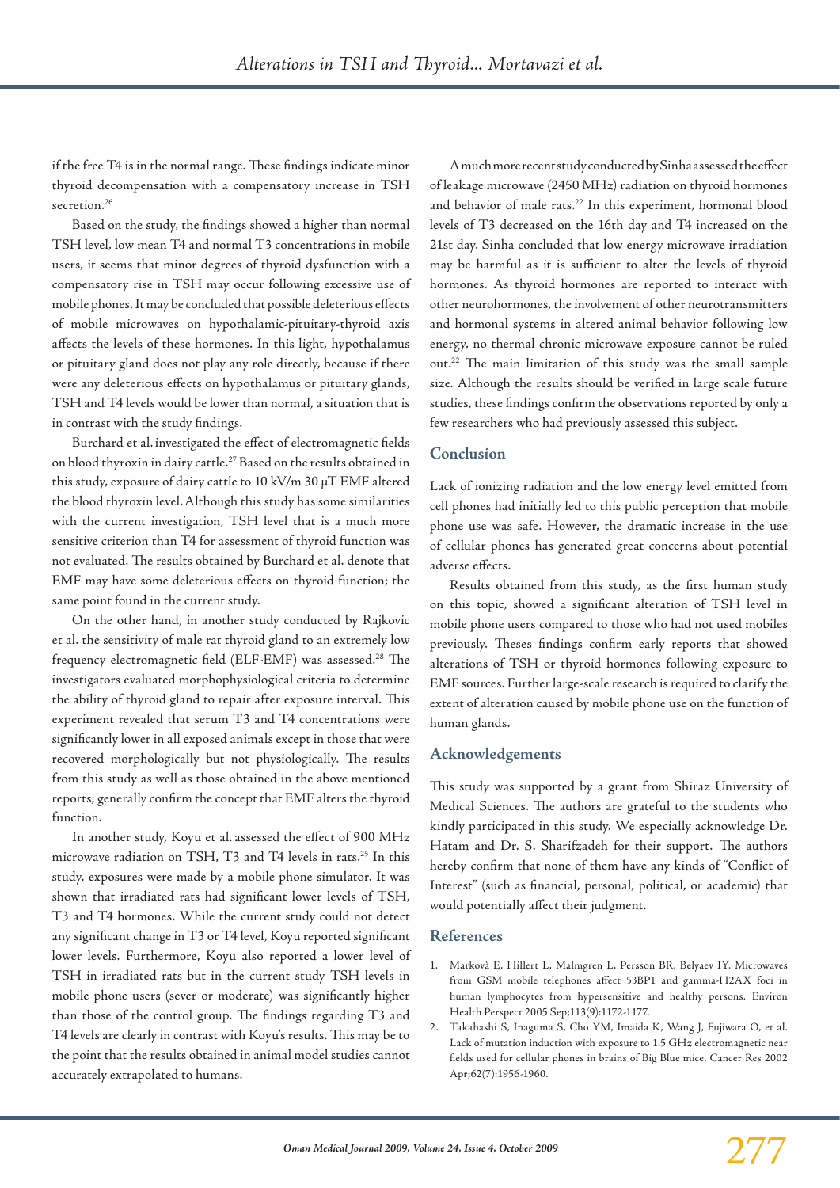if the free T4 is in the normal range. These findings indicate minor thyroid decompensation with a compensatory increase in TSH secretion.[26]

Based on the study, the findings showed a higher than normal TSH level, low mean T4 and normal T3 concentrations in mobile users, it seems that minor degrees of thyroid dysfunction with a compensatory rise in TSH may occur following excessive use of mobile phones. It may be concluded that possible deleterious effects of mobile microwaves on hypothalamic-pituitary-thyroid axis affects the levels of these hormones. In this light, hypothalamus or pituitary gland does not play any role directly, because if there were any deleterious effects on hypothalamus or pituitary glands, TSH and T4 levels would be lower than normal, a situation that is in contrast with the study findings.

Burchard et al. investigated the effect of electromagnetic fields on blood thyroxin in dairy cattle.[27] Based on the results obtained in this study, exposure of dairy cattle to 10 kV/m 30 μT EMF altered the blood thyroxin level. Although this study has some similarities with the current investigation, TSH level that is a much more sensitive criterion than T4 for assessment of thyroid function was not evaluated. The results obtained by Burchard et al. denote that EMF may have some deleterious effects on thyroid function; the same point found in the current study.

On the other hand, in another study conducted by Rajkovic et al. the sensitivity of male rat thyroid gland to an extremely low frequency electromagnetic field (ELF-EMF) was assessed.[28] The investigators evaluated morphophysiological criteria to determine the ability of thyroid gland to repair after exposure interval. This experiment revealed that serum T3 and T4 concentrations were significantly lower in all exposed animals except in those that were recovered morphologically but not physiologically. The results from this study as well as those obtained in the above mentioned reports; generally confirm the concept that EMF alters the thyroid function.

In another study, Koyu et al. assessed the effect of 900 MHz microwave radiation on TSH, T3 and T4 levels in rats.[25] In this study, exposures were made by a mobile phone simulator. It was shown that irradiated rats had significant lower levels of TSH, T3 and T4 hormones. While the current study could not detect any significant change in T3 or T4 level, Koyu reported significant lower levels. Furthermore, Koyu also reported a lower level of TSH in irradiated rats but in the current study TSH levels in mobile phone users (sever or moderate) was significantly higher than those of the control group. The findings regarding T3 and T4 levels are clearly in contrast with Koyu's results. This may be to the point that the results obtained in animal model studies cannot accurately extrapolated to humans.

A much more recent study conducted by Sinha assessed the effect of leakage microwave (2450 MHz) radiation on thyroid hormones and behavior of male rats.[22] In this experiment, hormonal blood levels of T3 decreased on the 16th day and T4 increased on the 21st day. Sinha concluded that low energy microwave irradiation may be harmful as it is sufficient to alter the levels of thyroid hormones. As thyroid hormones are reported to interact with other neurohormones, the involvement of other neurotransmitters and hormonal systems in altered animal behavior following low energy, no thermal chronic microwave exposure cannot be ruled out.[22] The main limitation of this study was the small sample size. Although the results should be verified in large scale future studies, these findings confirm the observations reported by only a few researchers who had previously assessed this subject.

## Conclusion

Lack of ionizing radiation and the low energy level emitted from cell phones had initially led to this public perception that mobile phone use was safe. However, the dramatic increase in the use of cellular phones has generated great concerns about potential adverse effects.

Results obtained from this study, as the first human study on this topic, showed a significant alteration of TSH level in mobile phone users compared to those who had not used mobiles previously. Theses findings confirm early reports that showed alterations of TSH or thyroid hormones following exposure to EMF sources. Further large-scale research is required to clarify the extent of alteration caused by mobile phone use on the function of human glands.

## Acknowledgements

This study was supported by a grant from Shiraz University of Medical Sciences. The authors are grateful to the students who kindly participated in this study. We especially acknowledge Dr. Hatam and Dr. S. Sharifzadeh for their support. The authors hereby confirm that none of them have any kinds of "Conflict of Interest" (such as financial, personal, political, or academic) that would potentially affect their judgment.

## References

1. Markovà E, Hillert L, Malmgren L, Persson BR, Belyaev IY. Microwaves from GSM mobile telephones affect 53BP1 and gamma-H2AX foci in human lymphocytes from hypersensitive and healthy persons. Environ Health Perspect 2005 Sep;113(9):1172-1177.
2. Takahashi S, Inaguma S, Cho YM, Imaida K, Wang J, Fujiwara O, et al. Lack of mutation induction with exposure to 1.5 GHz electromagnetic near fields used for cellular phones in brains of Big Blue mice. Cancer Res 2002 Apr;62(7):1956-1960.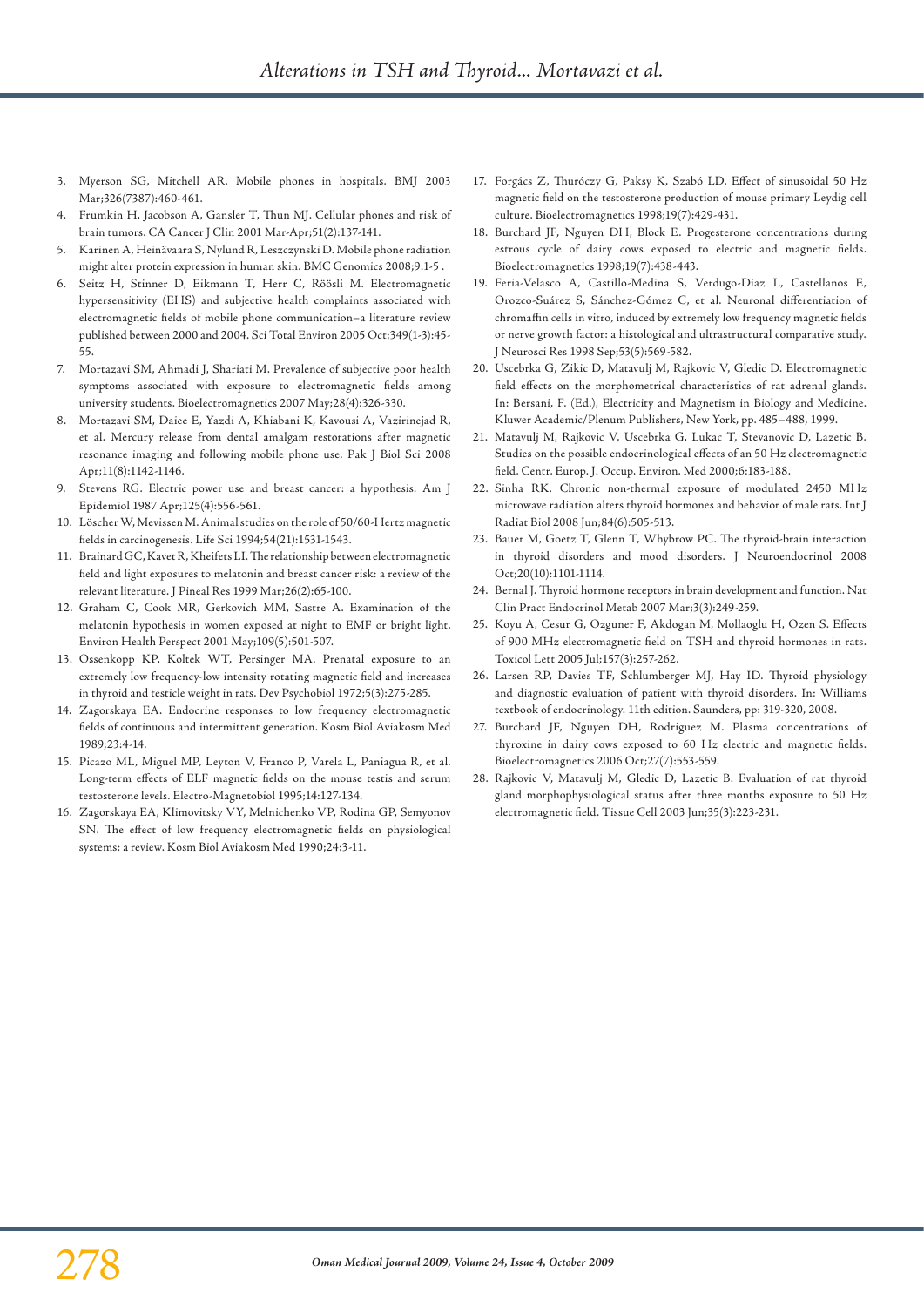3. Myerson SG, Mitchell AR. Mobile phones in hospitals. BMJ 2003 Mar;326(7387):460-461.
4. Frumkin H, Jacobson A, Gansler T, Thun MJ. Cellular phones and risk of brain tumors. CA Cancer J Clin 2001 Mar-Apr;51(2):137-141.
5. Karinen A, Heinävaara S, Nylund R, Leszczynski D. Mobile phone radiation might alter protein expression in human skin. BMC Genomics 2008;9:1-5 .
6. Seitz H, Stinner D, Eikmann T, Herr C, Röösli M. Electromagnetic hypersensitivity (EHS) and subjective health complaints associated with electromagnetic fields of mobile phone communication–a literature review published between 2000 and 2004. Sci Total Environ 2005 Oct;349(1-3):45-55.
7. Mortazavi SM, Ahmadi J, Shariati M. Prevalence of subjective poor health symptoms associated with exposure to electromagnetic fields among university students. Bioelectromagnetics 2007 May;28(4):326-330.
8. Mortazavi SM, Daiee E, Yazdi A, Khiabani K, Kavousi A, Vazirinejad R, et al. Mercury release from dental amalgam restorations after magnetic resonance imaging and following mobile phone use. Pak J Biol Sci 2008 Apr;11(8):1142-1146.
9. Stevens RG. Electric power use and breast cancer: a hypothesis. Am J Epidemiol 1987 Apr;125(4):556-561.
10. Löscher W, Mevissen M. Animal studies on the role of 50/60-Hertz magnetic fields in carcinogenesis. Life Sci 1994;54(21):1531-1543.
11. Brainard GC, Kavet R, Kheifets LI. The relationship between electromagnetic field and light exposures to melatonin and breast cancer risk: a review of the relevant literature. J Pineal Res 1999 Mar;26(2):65-100.
12. Graham C, Cook MR, Gerkovich MM, Sastre A. Examination of the melatonin hypothesis in women exposed at night to EMF or bright light. Environ Health Perspect 2001 May;109(5):501-507.
13. Ossenkopp KP, Koltek WT, Persinger MA. Prenatal exposure to an extremely low frequency-low intensity rotating magnetic field and increases in thyroid and testicle weight in rats. Dev Psychobiol 1972;5(3):275-285.
14. Zagorskaya EA. Endocrine responses to low frequency electromagnetic fields of continuous and intermittent generation. Kosm Biol Aviakosm Med 1989;23:4-14.
15. Picazo ML, Miguel MP, Leyton V, Franco P, Varela L, Paniagua R, et al. Long-term effects of ELF magnetic fields on the mouse testis and serum testosterone levels. Electro-Magnetobiol 1995;14:127-134.
16. Zagorskaya EA, Klimovitsky VY, Melnichenko VP, Rodina GP, Semyonov SN. The effect of low frequency electromagnetic fields on physiological systems: a review. Kosm Biol Aviakosm Med 1990;24:3-11.
17. Forgács Z, Thuróczy G, Paksy K, Szabó LD. Effect of sinusoidal 50 Hz magnetic field on the testosterone production of mouse primary Leydig cell culture. Bioelectromagnetics 1998;19(7):429-431.
18. Burchard JF, Nguyen DH, Block E. Progesterone concentrations during estrous cycle of dairy cows exposed to electric and magnetic fields. Bioelectromagnetics 1998;19(7):438-443.
19. Feria-Velasco A, Castillo-Medina S, Verdugo-Díaz L, Castellanos E, Orozco-Suárez S, Sánchez-Gómez C, et al. Neuronal differentiation of chromaffin cells in vitro, induced by extremely low frequency magnetic fields or nerve growth factor: a histological and ultrastructural comparative study. J Neurosci Res 1998 Sep;53(5):569-582.
20. Uscebrka G, Zikic D, Matavulj M, Rajkovic V, Gledic D. Electromagnetic field effects on the morphometrical characteristics of rat adrenal glands. In: Bersani, F. (Ed.), Electricity and Magnetism in Biology and Medicine. Kluwer Academic/Plenum Publishers, New York, pp. 485–488, 1999.
21. Matavulj M, Rajkovic V, Uscebrka G, Lukac T, Stevanovic D, Lazetic B. Studies on the possible endocrinological effects of an 50 Hz electromagnetic field. Centr. Europ. J. Occup. Environ. Med 2000;6:183-188.
22. Sinha RK. Chronic non-thermal exposure of modulated 2450 MHz microwave radiation alters thyroid hormones and behavior of male rats. Int J Radiat Biol 2008 Jun;84(6):505-513.
23. Bauer M, Goetz T, Glenn T, Whybrow PC. The thyroid-brain interaction in thyroid disorders and mood disorders. J Neuroendocrinol 2008 Oct;20(10):1101-1114.
24. Bernal J. Thyroid hormone receptors in brain development and function. Nat Clin Pract Endocrinol Metab 2007 Mar;3(3):249-259.
25. Koyu A, Cesur G, Ozguner F, Akdogan M, Mollaoglu H, Ozen S. Effects of 900 MHz electromagnetic field on TSH and thyroid hormones in rats. Toxicol Lett 2005 Jul;157(3):257-262.
26. Larsen RP, Davies TF, Schlumberger MJ, Hay ID. Thyroid physiology and diagnostic evaluation of patient with thyroid disorders. In: Williams textbook of endocrinology. 11th edition. Saunders, pp: 319-320, 2008.
27. Burchard JF, Nguyen DH, Rodriguez M. Plasma concentrations of thyroxine in dairy cows exposed to 60 Hz electric and magnetic fields. Bioelectromagnetics 2006 Oct;27(7):553-559.
28. Rajkovic V, Matavulj M, Gledic D, Lazetic B. Evaluation of rat thyroid gland morphophysiological status after three months exposure to 50 Hz electromagnetic field. Tissue Cell 2003 Jun;35(3):223-231.